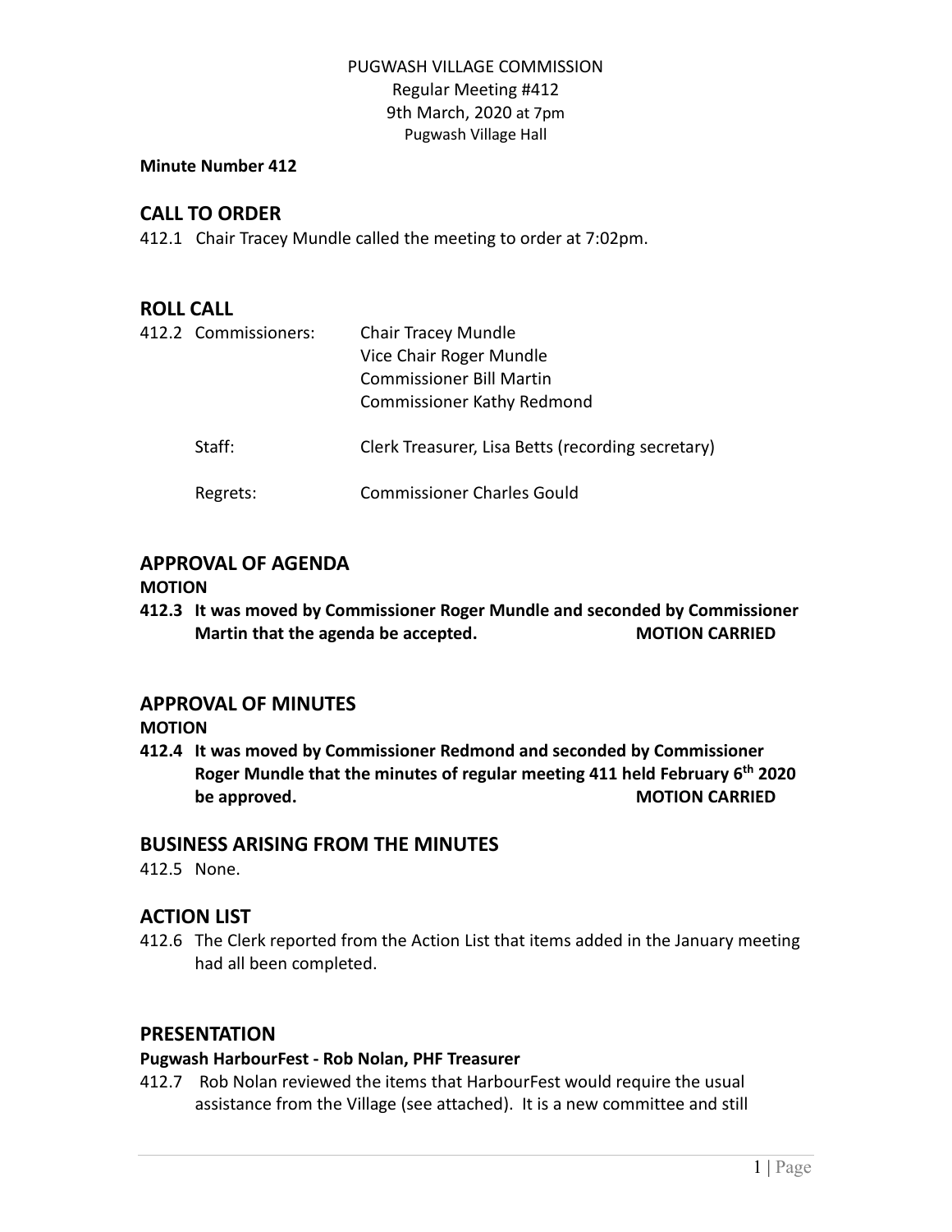PUGWASH VILLAGE COMMISSION
Regular Meeting #412
9th March, 2020 at 7pm
Pugwash Village Hall

**Minute Number 412**

## CALL TO ORDER

412.1 Chair Tracey Mundle called the meeting to order at 7:02pm.

## ROLL CALL

| | |
|---|---|
| 412.2 Commissioners: | Chair Tracey Mundle<br>Vice Chair Roger Mundle<br>Commissioner Bill Martin<br>Commissioner Kathy Redmond |
| Staff: | Clerk Treasurer, Lisa Betts (recording secretary) |
| Regrets: | Commissioner Charles Gould |

## APPROVAL OF AGENDA

**MOTION**

**412.3 It was moved by Commissioner Roger Mundle and seconded by Commissioner Martin that the agenda be accepted. MOTION CARRIED**

## APPROVAL OF MINUTES

**MOTION**

**412.4 It was moved by Commissioner Redmond and seconded by Commissioner Roger Mundle that the minutes of regular meeting 411 held February 6th 2020 be approved. MOTION CARRIED**

## BUSINESS ARISING FROM THE MINUTES

412.5 None.

## ACTION LIST

412.6 The Clerk reported from the Action List that items added in the January meeting had all been completed.

## PRESENTATION

**Pugwash HarbourFest - Rob Nolan, PHF Treasurer**

412.7 Rob Nolan reviewed the items that HarbourFest would require the usual assistance from the Village (see attached). It is a new committee and still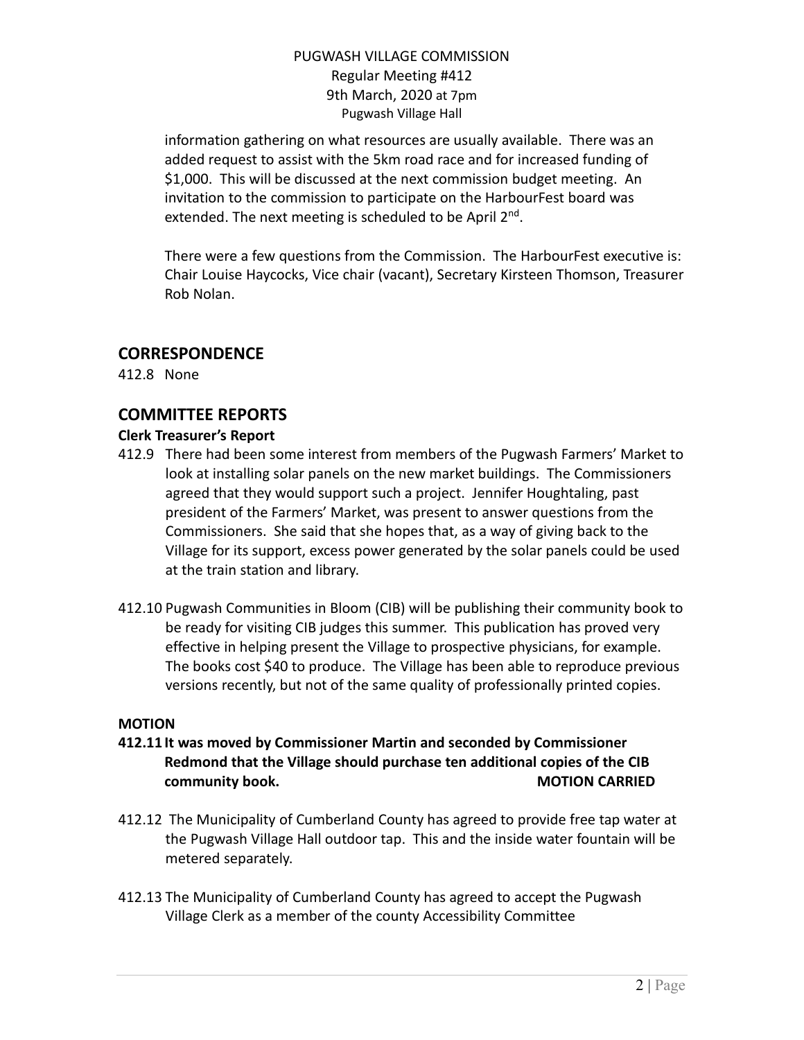information gathering on what resources are usually available. There was an added request to assist with the 5km road race and for increased funding of \$1,000. This will be discussed at the next commission budget meeting. An invitation to the commission to participate on the HarbourFest board was extended. The next meeting is scheduled to be April 2nd.

There were a few questions from the Commission. The HarbourFest executive is: Chair Louise Haycocks, Vice chair (vacant), Secretary Kirsteen Thomson, Treasurer Rob Nolan.

## CORRESPONDENCE

412.8 None

## COMMITTEE REPORTS

**Clerk Treasurer's Report**

412.9 There had been some interest from members of the Pugwash Farmers' Market to look at installing solar panels on the new market buildings. The Commissioners agreed that they would support such a project. Jennifer Houghtaling, past president of the Farmers' Market, was present to answer questions from the Commissioners. She said that she hopes that, as a way of giving back to the Village for its support, excess power generated by the solar panels could be used at the train station and library.

412.10 Pugwash Communities in Bloom (CIB) will be publishing their community book to be ready for visiting CIB judges this summer. This publication has proved very effective in helping present the Village to prospective physicians, for example. The books cost \$40 to produce. The Village has been able to reproduce previous versions recently, but not of the same quality of professionally printed copies.

**MOTION**

**412.11 It was moved by Commissioner Martin and seconded by Commissioner Redmond that the Village should purchase ten additional copies of the CIB community book. MOTION CARRIED**

412.12 The Municipality of Cumberland County has agreed to provide free tap water at the Pugwash Village Hall outdoor tap. This and the inside water fountain will be metered separately.

412.13 The Municipality of Cumberland County has agreed to accept the Pugwash Village Clerk as a member of the county Accessibility Committee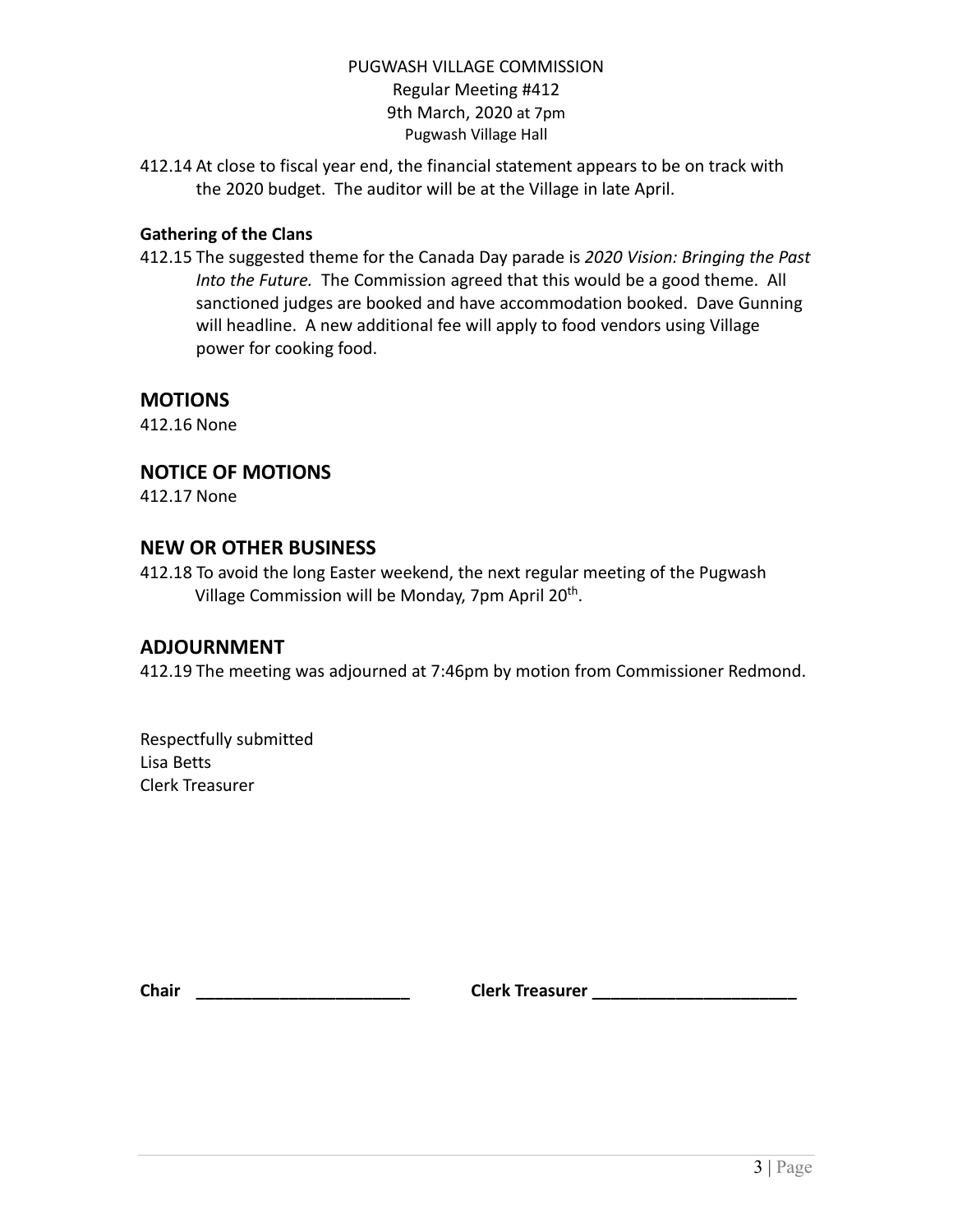412.14 At close to fiscal year end, the financial statement appears to be on track with the 2020 budget. The auditor will be at the Village in late April.

**Gathering of the Clans**

412.15 The suggested theme for the Canada Day parade is *2020 Vision: Bringing the Past Into the Future.* The Commission agreed that this would be a good theme. All sanctioned judges are booked and have accommodation booked. Dave Gunning will headline. A new additional fee will apply to food vendors using Village power for cooking food.

## MOTIONS

412.16 None

## NOTICE OF MOTIONS

412.17 None

## NEW OR OTHER BUSINESS

412.18 To avoid the long Easter weekend, the next regular meeting of the Pugwash Village Commission will be Monday, 7pm April 20th.

## ADJOURNMENT

412.19 The meeting was adjourned at 7:46pm by motion from Commissioner Redmond.

Respectfully submitted
Lisa Betts
Clerk Treasurer

**Chair** ________________________ **Clerk Treasurer** ______________________